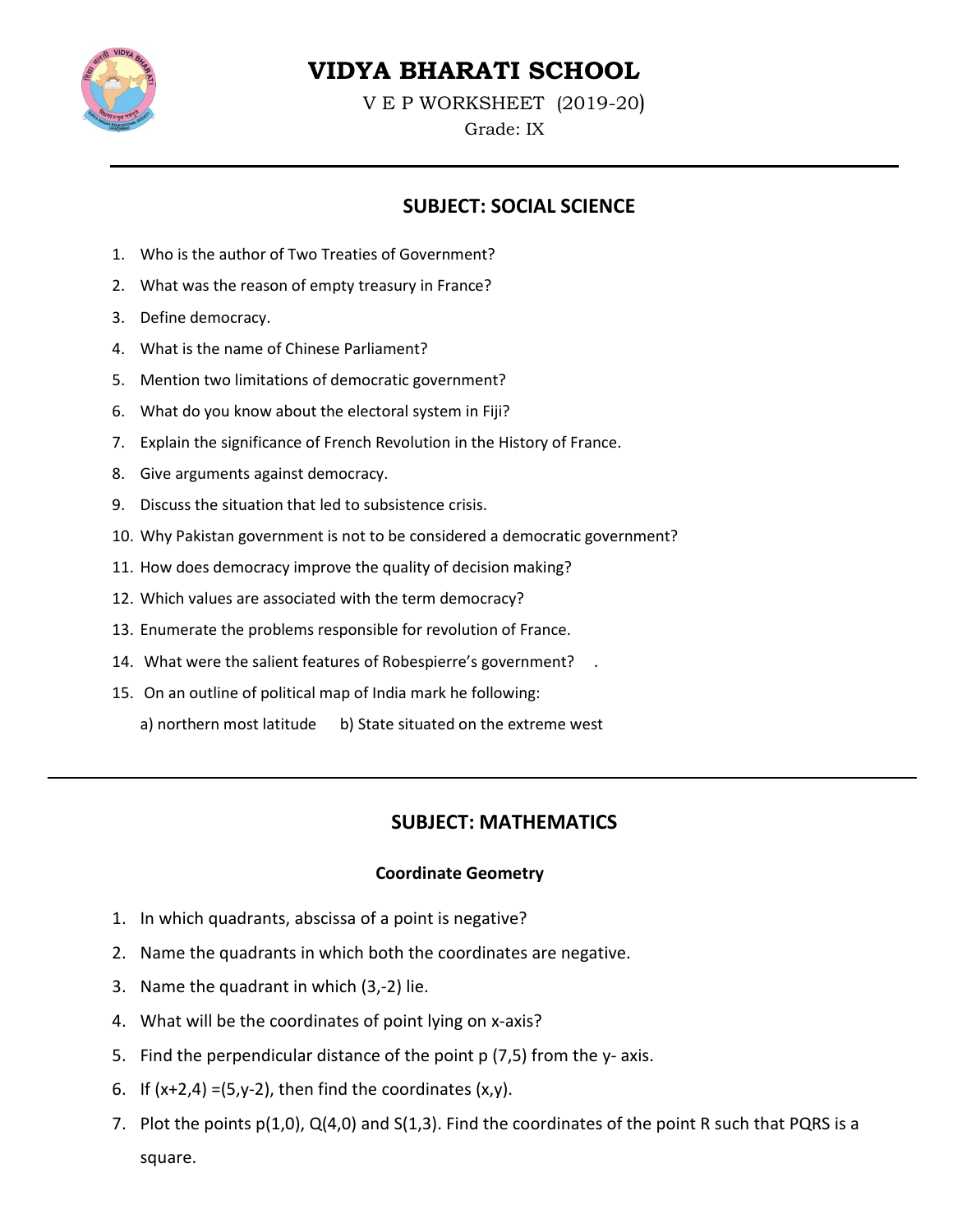# VIDYA BHARATI SCHOOL

V E P WORKSHEET (2019-20)

Grade: IX

## SUBJECT: SOCIAL SCIENCE

1. Who is the author of Two Treaties of Government?
2. What was the reason of empty treasury in France?
3. Define democracy.
4. What is the name of Chinese Parliament?
5. Mention two limitations of democratic government?
6. What do you know about the electoral system in Fiji?
7. Explain the significance of French Revolution in the History of France.
8. Give arguments against democracy.
9. Discuss the situation that led to subsistence crisis.
10. Why Pakistan government is not to be considered a democratic government?
11. How does democracy improve the quality of decision making?
12. Which values are associated with the term democracy?
13. Enumerate the problems responsible for revolution of France.
14. What were the salient features of Robespierre's government? .
15. On an outline of political map of India mark he following:

    a) northern most latitude  b) State situated on the extreme west

## SUBJECT: MATHEMATICS

### Coordinate Geometry

1. In which quadrants, abscissa of a point is negative?
2. Name the quadrants in which both the coordinates are negative.
3. Name the quadrant in which (3,-2) lie.
4. What will be the coordinates of point lying on x-axis?
5. Find the perpendicular distance of the point p (7,5) from the y- axis.
6. If (x+2,4) =(5,y-2), then find the coordinates (x,y).
7. Plot the points p(1,0), Q(4,0) and S(1,3). Find the coordinates of the point R such that PQRS is a square.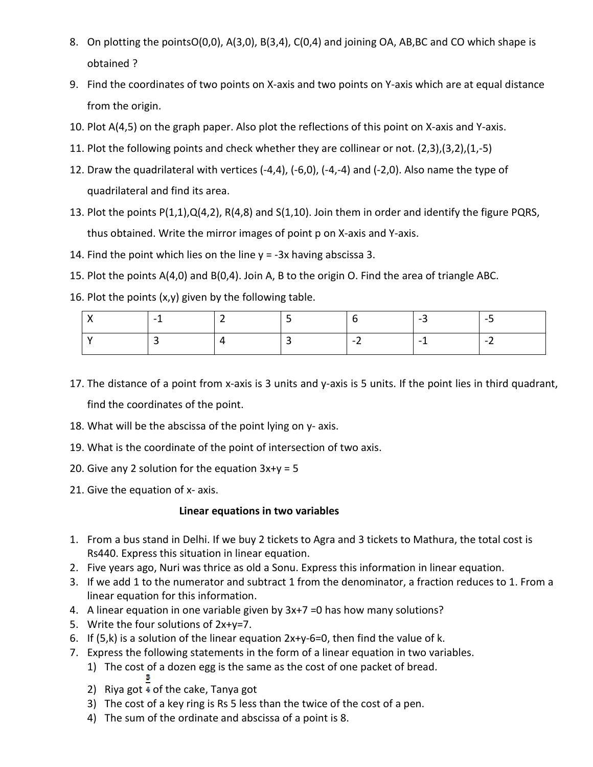8. On plotting the points $O(0,0)$, $A(3,0)$, $B(3,4)$, $C(0,4)$ and joining OA, AB,BC and CO which shape is obtained ?
9. Find the coordinates of two points on X-axis and two points on Y-axis which are at equal distance from the origin.
10. Plot $A(4,5)$ on the graph paper. Also plot the reflections of this point on X-axis and Y-axis.
11. Plot the following points and check whether they are collinear or not. $(2,3)$,$(3,2)$,$(1,-5)$
12. Draw the quadrilateral with vertices $(-4,4)$, $(-6,0)$, $(-4,-4)$ and $(-2,0)$. Also name the type of quadrilateral and find its area.
13. Plot the points $P(1,1)$,$Q(4,2)$, $R(4,8)$ and $S(1,10)$. Join them in order and identify the figure PQRS, thus obtained. Write the mirror images of point p on X-axis and Y-axis.
14. Find the point which lies on the line $y = -3x$ having abscissa 3.
15. Plot the points $A(4,0)$ and $B(0,4)$. Join A, B to the origin O. Find the area of triangle ABC.
16. Plot the points $(x,y)$ given by the following table.

| X | -1 | 2 | 5 | 6 | -3 | -5 |
|---|---|---|---|---|---|---|
| Y | 3 | 4 | 3 | -2 | -1 | -2 |

17. The distance of a point from x-axis is 3 units and y-axis is 5 units. If the point lies in third quadrant, find the coordinates of the point.
18. What will be the abscissa of the point lying on y- axis.
19. What is the coordinate of the point of intersection of two axis.
20. Give any 2 solution for the equation $3x+y = 5$
21. Give the equation of x- axis.

**Linear equations in two variables**

1. From a bus stand in Delhi. If we buy 2 tickets to Agra and 3 tickets to Mathura, the total cost is Rs440. Express this situation in linear equation.
2. Five years ago, Nuri was thrice as old a Sonu. Express this information in linear equation.
3. If we add 1 to the numerator and subtract 1 from the denominator, a fraction reduces to 1. From a linear equation for this information.
4. A linear equation in one variable given by $3x+7 =0$ has how many solutions?
5. Write the four solutions of $2x+y=7$.
6. If $(5,k)$ is a solution of the linear equation $2x+y-6=0$, then find the value of k.
7. Express the following statements in the form of a linear equation in two variables.
   1) The cost of a dozen egg is the same as the cost of one packet of bread.
   2) Riya got $\frac{3}{4}$ of the cake, Tanya got
   3) The cost of a key ring is Rs 5 less than the twice of the cost of a pen.
   4) The sum of the ordinate and abscissa of a point is 8.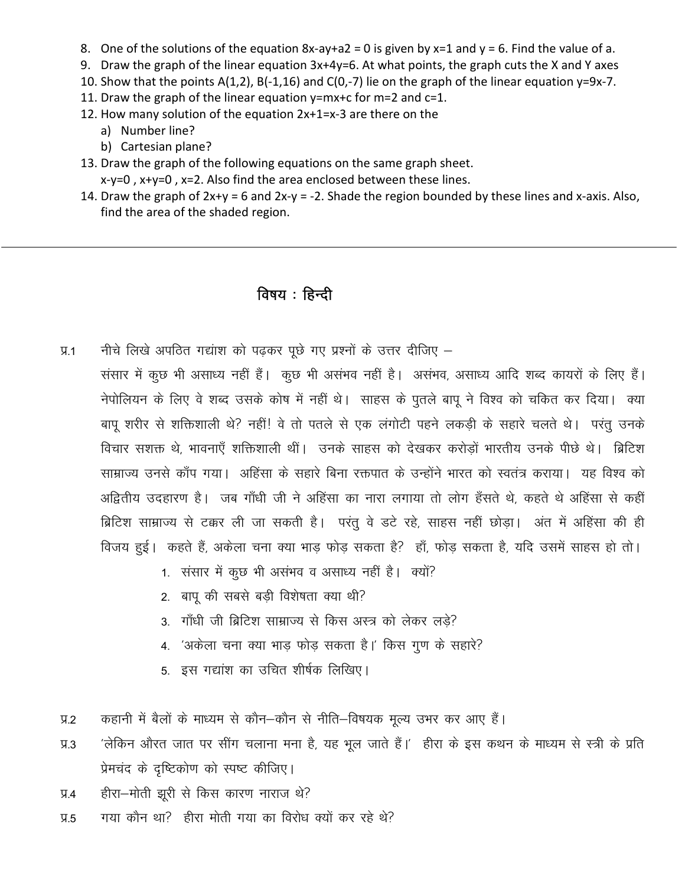8. One of the solutions of the equation $8x-ay+a2 = 0$ is given by $x=1$ and $y = 6$. Find the value of a.
9. Draw the graph of the linear equation $3x+4y=6$. At what points, the graph cuts the X and Y axes
10. Show that the points A(1,2), B(-1,16) and C(0,-7) lie on the graph of the linear equation $y=9x-7$.
11. Draw the graph of the linear equation $y=mx+c$ for $m=2$ and $c=1$.
12. How many solution of the equation $2x+1=x-3$ are there on the
    a) Number line?
    b) Cartesian plane?
13. Draw the graph of the following equations on the same graph sheet.
    $x-y=0$ , $x+y=0$ , $x=2$. Also find the area enclosed between these lines.
14. Draw the graph of $2x+y = 6$ and $2x-y = -2$. Shade the region bounded by these lines and x-axis. Also, find the area of the shaded region.

---

## विषय : हिन्दी

प्र.1 नीचे लिखे अपठित गद्यांश को पढ़कर पूछे गए प्रश्नों के उत्तर दीजिए –

संसार में कुछ भी असाध्य नहीं हैं। कुछ भी असंभव नहीं है। असंभव, असाध्य आदि शब्द कायरों के लिए हैं। नेपोलियन के लिए वे शब्द उसके कोष में नहीं थे। साहस के पुतले बापू ने विश्व को चकित कर दिया। क्या बापू शरीर से शक्तिशाली थे? नहीं! वे तो पतले से एक लंगोटी पहने लकड़ी के सहारे चलते थे। परंतु उनके विचार सशक्त थे, भावनाएँ शक्तिशाली थीं। उनके साहस को देखकर करोड़ों भारतीय उनके पीछे थे। ब्रिटिश साम्राज्य उनसे काँप गया। अहिंसा के सहारे बिना रक्तपात के उन्होंने भारत को स्वतंत्र कराया। यह विश्व को अद्वितीय उदहारण है। जब गाँधी जी ने अहिंसा का नारा लगाया तो लोग हँसते थे, कहते थे अहिंसा से कहीं ब्रिटिश साम्राज्य से टक्कर ली जा सकती है। परंतु वे डटे रहे, साहस नहीं छोड़ा। अंत में अहिंसा की ही विजय हुई। कहते हैं, अकेला चना क्या भाड़ फोड़ सकता है? हाँ, फोड़ सकता है, यदि उसमें साहस हो तो।

1. संसार में कुछ भी असंभव व असाध्य नहीं है। क्यों?
2. बापू की सबसे बड़ी विशेषता क्या थी?
3. गाँधी जी ब्रिटिश साम्राज्य से किस अस्त्र को लेकर लड़े?
4. 'अकेला चना क्या भाड़ फोड़ सकता है।' किस गुण के सहारे?
5. इस गद्यांश का उचित शीर्षक लिखिए।

प्र.2 कहानी में बैलों के माध्यम से कौन–कौन से नीति–विषयक मूल्य उभर कर आए हैं।

प्र.3 'लेकिन औरत जात पर सींग चलाना मना है, यह भूल जाते हैं।' हीरा के इस कथन के माध्यम से स्त्री के प्रति प्रेमचंद के दृष्टिकोण को स्पष्ट कीजिए।

प्र.4 हीरा–मोती झूरी से किस कारण नाराज थे?

प्र.5 गया कौन था? हीरा मोती गया का विरोध क्यों कर रहे थे?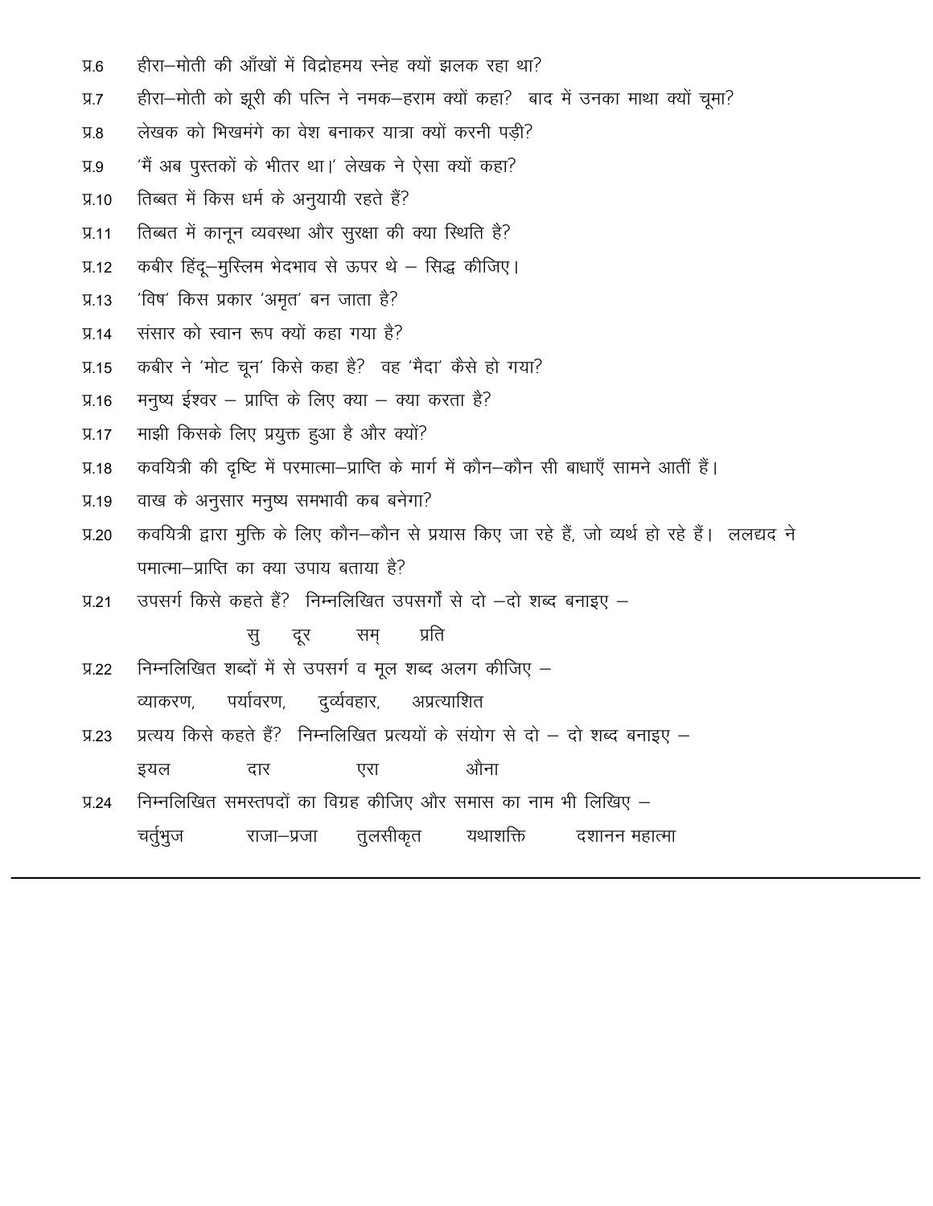प्र.6 हीरा–मोती की आँखों में विद्रोहमय स्नेह क्यों झलक रहा था?

प्र.7 हीरा–मोती को झूरी की पत्नि ने नमक–हराम क्यों कहा? बाद में उनका माथा क्यों चूमा?

प्र.8 लेखक को भिखमंगे का वेश बनाकर यात्रा क्यों करनी पड़ी?

प्र.9 'मैं अब पुस्तकों के भीतर था।' लेखक ने ऐसा क्यों कहा?

प्र.10 तिब्बत में किस धर्म के अनुयायी रहते हैं?

प्र.11 तिब्बत में कानून व्यवस्था और सुरक्षा की क्या स्थिति है?

प्र.12 कबीर हिंदू–मुस्लिम भेदभाव से ऊपर थे – सिद्ध कीजिए।

प्र.13 'विष' किस प्रकार 'अमृत' बन जाता है?

प्र.14 संसार को स्वान रूप क्यों कहा गया है?

प्र.15 कबीर ने 'मोट चून' किसे कहा है? वह 'मैदा' कैसे हो गया?

प्र.16 मनुष्य ईश्वर – प्राप्ति के लिए क्या – क्या करता है?

प्र.17 माझी किसके लिए प्रयुक्त हुआ है और क्यों?

प्र.18 कवयित्री की दृष्टि में परमात्मा–प्राप्ति के मार्ग में कौन–कौन सी बाधाएँ सामने आतीं हैं।

प्र.19 वाख के अनुसार मनुष्य समभावी कब बनेगा?

प्र.20 कवयित्री द्वारा मुक्ति के लिए कौन–कौन से प्रयास किए जा रहे हैं, जो व्यर्थ हो रहे हैं। ललद्यद ने पमात्मा–प्राप्ति का क्या उपाय बताया है?

प्र.21 उपसर्ग किसे कहते हैं? निम्नलिखित उपसर्गों से दो –दो शब्द बनाइए –

सु दूर सम् प्रति

प्र.22 निम्नलिखित शब्दों में से उपसर्ग व मूल शब्द अलग कीजिए –

व्याकरण, पर्यावरण, दुर्व्यवहार, अप्रत्याशित

प्र.23 प्रत्यय किसे कहते हैं? निम्नलिखित प्रत्ययों के संयोग से दो – दो शब्द बनाइए –

इयल दार एरा औना

प्र.24 निम्नलिखित समस्तपदों का विग्रह कीजिए और समास का नाम भी लिखिए –

चर्तुभुज राजा–प्रजा तुलसीकृत यथाशक्ति दशानन महात्मा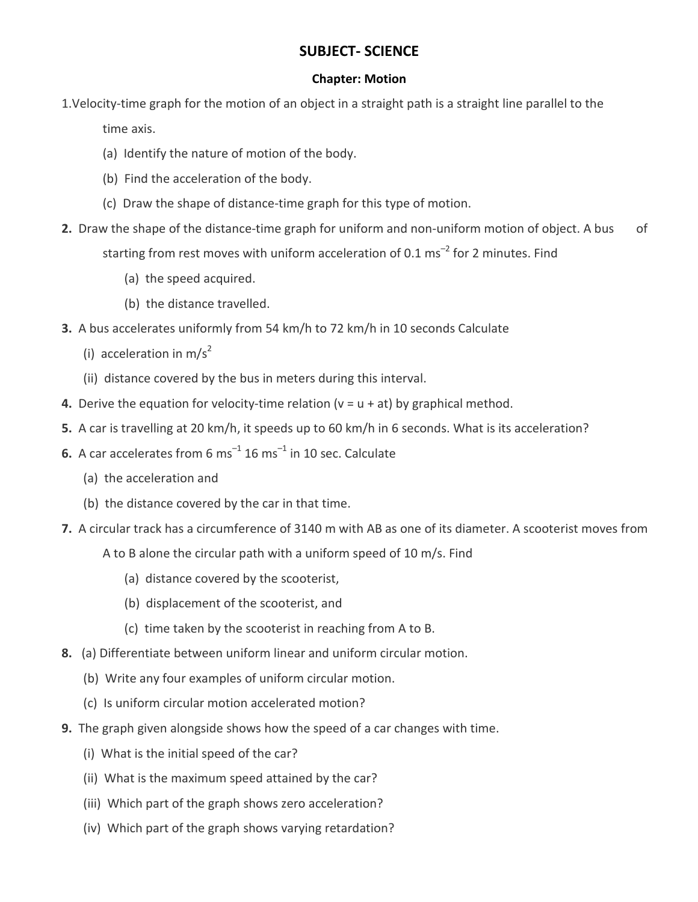# SUBJECT- SCIENCE

## Chapter: Motion

1. Velocity-time graph for the motion of an object in a straight path is a straight line parallel to the time axis.

   (a) Identify the nature of motion of the body.

   (b) Find the acceleration of the body.

   (c) Draw the shape of distance-time graph for this type of motion.

2. Draw the shape of the distance-time graph for uniform and non-uniform motion of object. A bus of starting from rest moves with uniform acceleration of 0.1 $ms^{-2}$ for 2 minutes. Find

   (a) the speed acquired.

   (b) the distance travelled.

3. A bus accelerates uniformly from 54 km/h to 72 km/h in 10 seconds Calculate

   (i) acceleration in $m/s^2$

   (ii) distance covered by the bus in meters during this interval.

4. Derive the equation for velocity-time relation ($v = u + at$) by graphical method.

5. A car is travelling at 20 km/h, it speeds up to 60 km/h in 6 seconds. What is its acceleration?

6. A car accelerates from 6 $ms^{-1}$ 16 $ms^{-1}$ in 10 sec. Calculate

   (a) the acceleration and

   (b) the distance covered by the car in that time.

7. A circular track has a circumference of 3140 m with AB as one of its diameter. A scooterist moves from A to B alone the circular path with a uniform speed of 10 m/s. Find

   (a) distance covered by the scooterist,

   (b) displacement of the scooterist, and

   (c) time taken by the scooterist in reaching from A to B.

8. (a) Differentiate between uniform linear and uniform circular motion.

   (b) Write any four examples of uniform circular motion.

   (c) Is uniform circular motion accelerated motion?

9. The graph given alongside shows how the speed of a car changes with time.

   (i) What is the initial speed of the car?

   (ii) What is the maximum speed attained by the car?

   (iii) Which part of the graph shows zero acceleration?

   (iv) Which part of the graph shows varying retardation?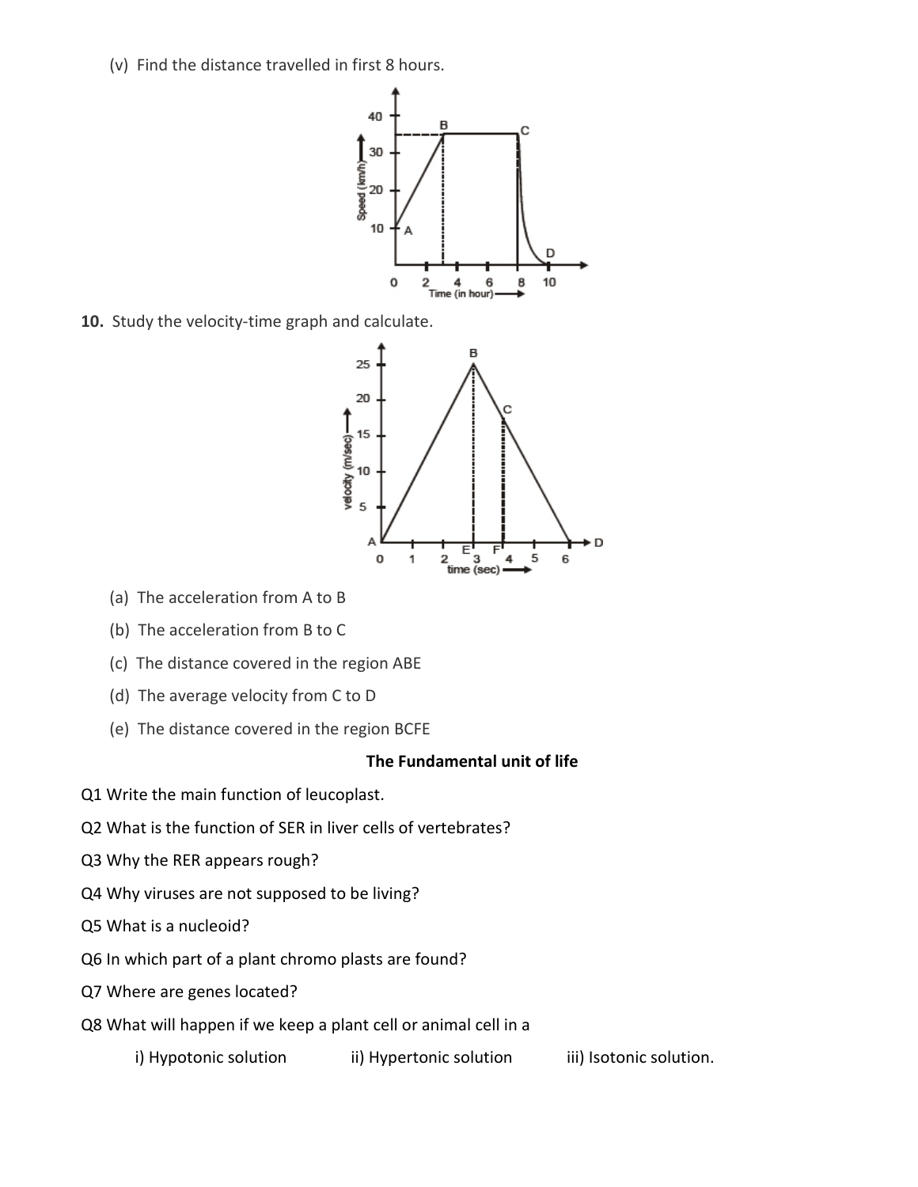(v) Find the distance travelled in first 8 hours.

**10.** Study the velocity-time graph and calculate.

(a) The acceleration from A to B

(b) The acceleration from B to C

(c) The distance covered in the region ABE

(d) The average velocity from C to D

(e) The distance covered in the region BCFE

**The Fundamental unit of life**

Q1 Write the main function of leucoplast.

Q2 What is the function of SER in liver cells of vertebrates?

Q3 Why the RER appears rough?

Q4 Why viruses are not supposed to be living?

Q5 What is a nucleoid?

Q6 In which part of a plant chromo plasts are found?

Q7 Where are genes located?

Q8 What will happen if we keep a plant cell or animal cell in a

i) Hypotonic solution ii) Hypertonic solution iii) Isotonic solution.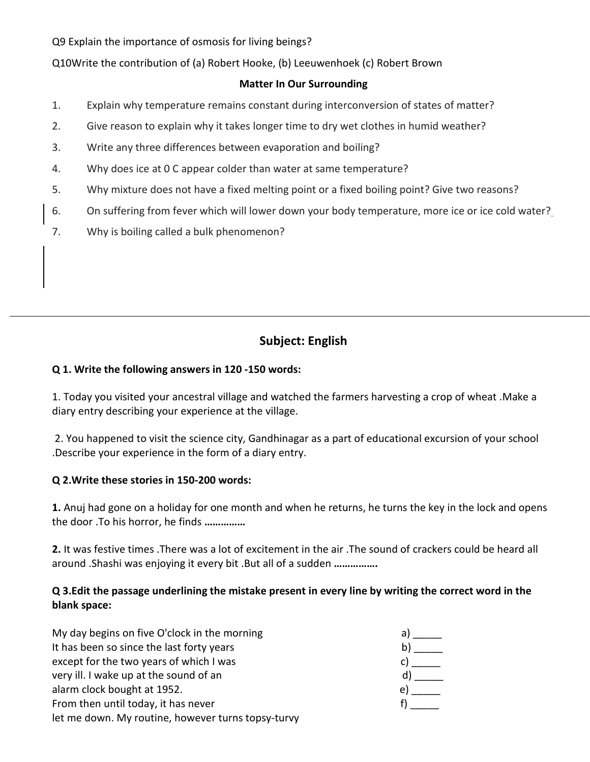Q9 Explain the importance of osmosis for living beings?

Q10Write the contribution of (a) Robert Hooke, (b) Leeuwenhoek (c) Robert Brown

**Matter In Our Surrounding**

1. Explain why temperature remains constant during interconversion of states of matter?
2. Give reason to explain why it takes longer time to dry wet clothes in humid weather?
3. Write any three differences between evaporation and boiling?
4. Why does ice at 0 C appear colder than water at same temperature?
5. Why mixture does not have a fixed melting point or a fixed boiling point? Give two reasons?
6. On suffering from fever which will lower down your body temperature, more ice or ice cold water?
7. Why is boiling called a bulk phenomenon?

---

## Subject: English

**Q 1. Write the following answers in 120 -150 words:**

1. Today you visited your ancestral village and watched the farmers harvesting a crop of wheat .Make a diary entry describing your experience at the village.

2. You happened to visit the science city, Gandhinagar as a part of educational excursion of your school .Describe your experience in the form of a diary entry.

**Q 2.Write these stories in 150-200 words:**

**1.** Anuj had gone on a holiday for one month and when he returns, he turns the key in the lock and opens the door .To his horror, he finds **……………**

**2.** It was festive times .There was a lot of excitement in the air .The sound of crackers could be heard all around .Shashi was enjoying it every bit .But all of a sudden **…………….**

**Q 3.Edit the passage underlining the mistake present in every line by writing the correct word in the blank space:**

| | |
|---|---|
| My day begins on five O'clock in the morning | a) _____ |
| It has been so since the last forty years | b) _____ |
| except for the two years of which I was | c) _____ |
| very ill. I wake up at the sound of an | d) _____ |
| alarm clock bought at 1952. | e) _____ |
| From then until today, it has never | f) _____ |
| let me down. My routine, however turns topsy-turvy | |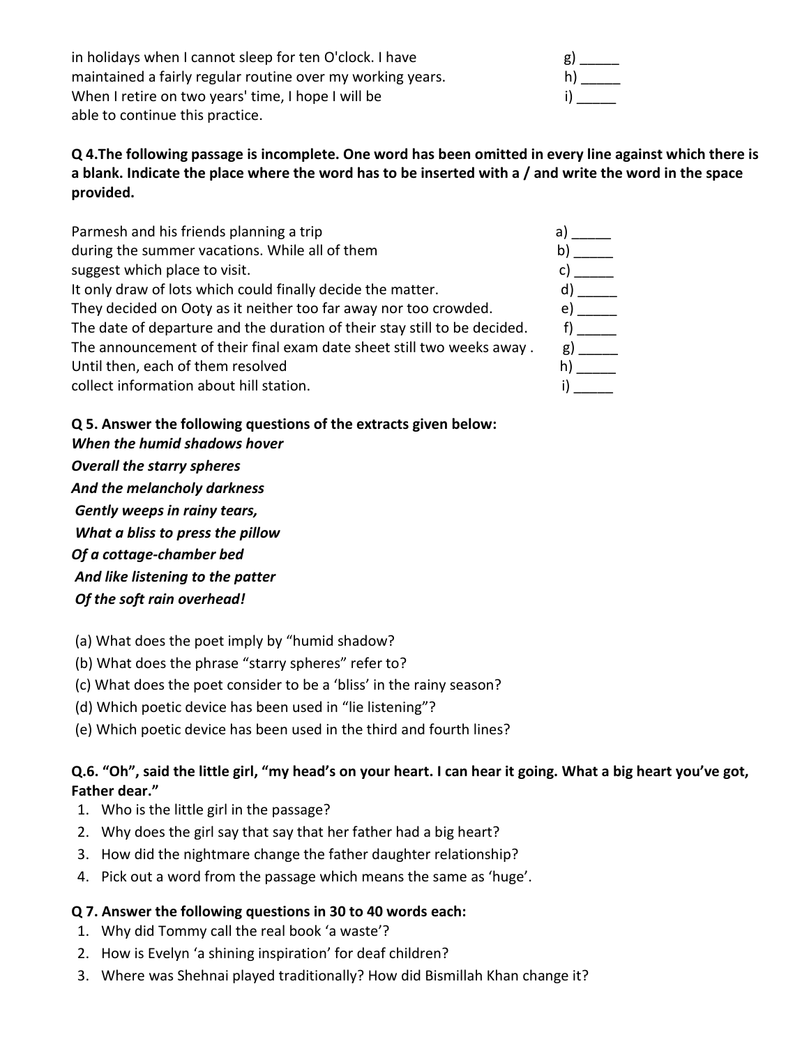in holidays when I cannot sleep for ten O'clock. I have  g) _____
maintained a fairly regular routine over my working years.  h) _____
When I retire on two years' time, I hope I will be  i) _____
able to continue this practice.

**Q 4.The following passage is incomplete. One word has been omitted in every line against which there is a blank. Indicate the place where the word has to be inserted with a / and write the word in the space provided.**

Parmesh and his friends planning a trip  a) _____
during the summer vacations. While all of them  b) _____
suggest which place to visit.  c) _____
It only draw of lots which could finally decide the matter.  d) _____
They decided on Ooty as it neither too far away nor too crowded.  e) _____
The date of departure and the duration of their stay still to be decided.  f) _____
The announcement of their final exam date sheet still two weeks away .  g) _____
Until then, each of them resolved  h) _____
collect information about hill station.  i) _____

**Q 5. Answer the following questions of the extracts given below:**

***When the humid shadows hover***
***Overall the starry spheres***
***And the melancholy darkness***
***Gently weeps in rainy tears,***
***What a bliss to press the pillow***
***Of a cottage-chamber bed***
***And like listening to the patter***
***Of the soft rain overhead!***

(a) What does the poet imply by "humid shadow?
(b) What does the phrase "starry spheres" refer to?
(c) What does the poet consider to be a 'bliss' in the rainy season?
(d) Which poetic device has been used in "lie listening"?
(e) Which poetic device has been used in the third and fourth lines?

**Q.6. "Oh", said the little girl, "my head's on your heart. I can hear it going. What a big heart you've got, Father dear."**

1. Who is the little girl in the passage?
2. Why does the girl say that say that her father had a big heart?
3. How did the nightmare change the father daughter relationship?
4. Pick out a word from the passage which means the same as 'huge'.

**Q 7. Answer the following questions in 30 to 40 words each:**

1. Why did Tommy call the real book 'a waste'?
2. How is Evelyn 'a shining inspiration' for deaf children?
3. Where was Shehnai played traditionally? How did Bismillah Khan change it?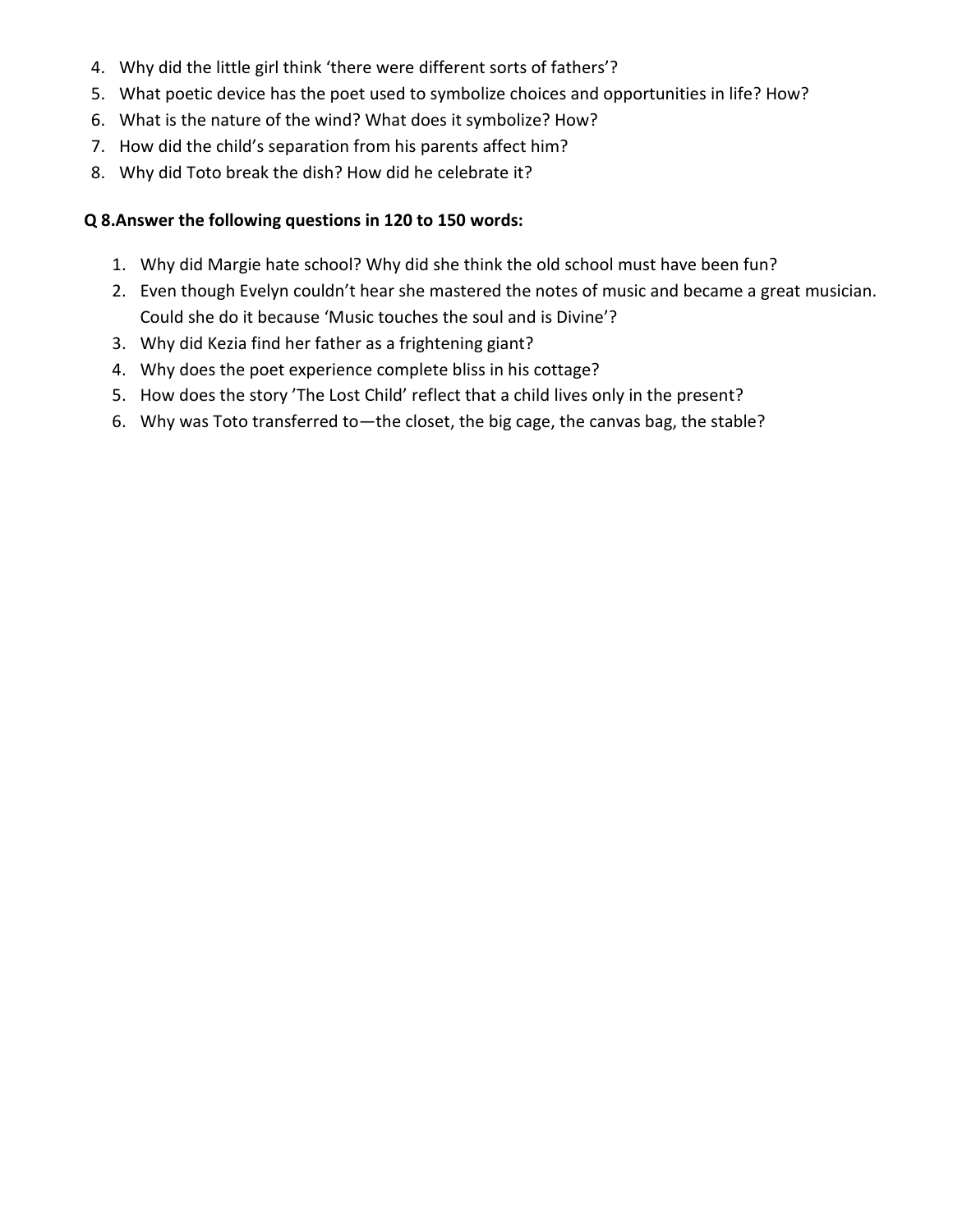4. Why did the little girl think 'there were different sorts of fathers'?
5. What poetic device has the poet used to symbolize choices and opportunities in life? How?
6. What is the nature of the wind? What does it symbolize? How?
7. How did the child's separation from his parents affect him?
8. Why did Toto break the dish? How did he celebrate it?

**Q 8.Answer the following questions in 120 to 150 words:**

1. Why did Margie hate school? Why did she think the old school must have been fun?
2. Even though Evelyn couldn't hear she mastered the notes of music and became a great musician. Could she do it because 'Music touches the soul and is Divine'?
3. Why did Kezia find her father as a frightening giant?
4. Why does the poet experience complete bliss in his cottage?
5. How does the story 'The Lost Child' reflect that a child lives only in the present?
6. Why was Toto transferred to—the closet, the big cage, the canvas bag, the stable?